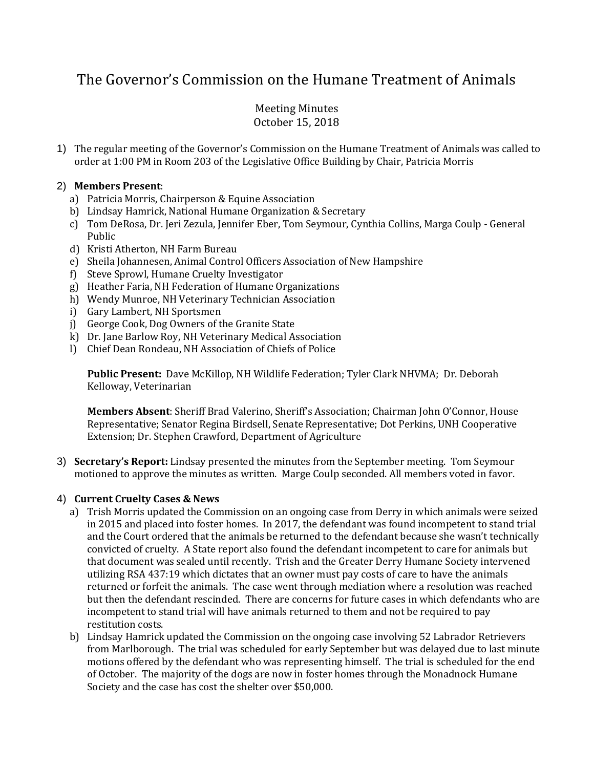# The Governor's Commission on the Humane Treatment of Animals

Meeting Minutes
October 15, 2018

1) The regular meeting of the Governor's Commission on the Humane Treatment of Animals was called to order at 1:00 PM in Room 203 of the Legislative Office Building by Chair, Patricia Morris

2) **Members Present**:
   a) Patricia Morris, Chairperson & Equine Association
   b) Lindsay Hamrick, National Humane Organization & Secretary
   c) Tom DeRosa, Dr. Jeri Zezula, Jennifer Eber, Tom Seymour, Cynthia Collins, Marga Coulp - General Public
   d) Kristi Atherton, NH Farm Bureau
   e) Sheila Johannesen, Animal Control Officers Association of New Hampshire
   f) Steve Sprowl, Humane Cruelty Investigator
   g) Heather Faria, NH Federation of Humane Organizations
   h) Wendy Munroe, NH Veterinary Technician Association
   i) Gary Lambert, NH Sportsmen
   j) George Cook, Dog Owners of the Granite State
   k) Dr. Jane Barlow Roy, NH Veterinary Medical Association
   l) Chief Dean Rondeau, NH Association of Chiefs of Police

   **Public Present:** Dave McKillop, NH Wildlife Federation; Tyler Clark NHVMA; Dr. Deborah Kelloway, Veterinarian

   **Members Absent**: Sheriff Brad Valerino, Sheriff's Association; Chairman John O'Connor, House Representative; Senator Regina Birdsell, Senate Representative; Dot Perkins, UNH Cooperative Extension; Dr. Stephen Crawford, Department of Agriculture

3) **Secretary's Report:** Lindsay presented the minutes from the September meeting. Tom Seymour motioned to approve the minutes as written. Marge Coulp seconded. All members voted in favor.

4) **Current Cruelty Cases & News**
   a) Trish Morris updated the Commission on an ongoing case from Derry in which animals were seized in 2015 and placed into foster homes. In 2017, the defendant was found incompetent to stand trial and the Court ordered that the animals be returned to the defendant because she wasn't technically convicted of cruelty. A State report also found the defendant incompetent to care for animals but that document was sealed until recently. Trish and the Greater Derry Humane Society intervened utilizing RSA 437:19 which dictates that an owner must pay costs of care to have the animals returned or forfeit the animals. The case went through mediation where a resolution was reached but then the defendant rescinded. There are concerns for future cases in which defendants who are incompetent to stand trial will have animals returned to them and not be required to pay restitution costs.
   b) Lindsay Hamrick updated the Commission on the ongoing case involving 52 Labrador Retrievers from Marlborough. The trial was scheduled for early September but was delayed due to last minute motions offered by the defendant who was representing himself. The trial is scheduled for the end of October. The majority of the dogs are now in foster homes through the Monadnock Humane Society and the case has cost the shelter over $50,000.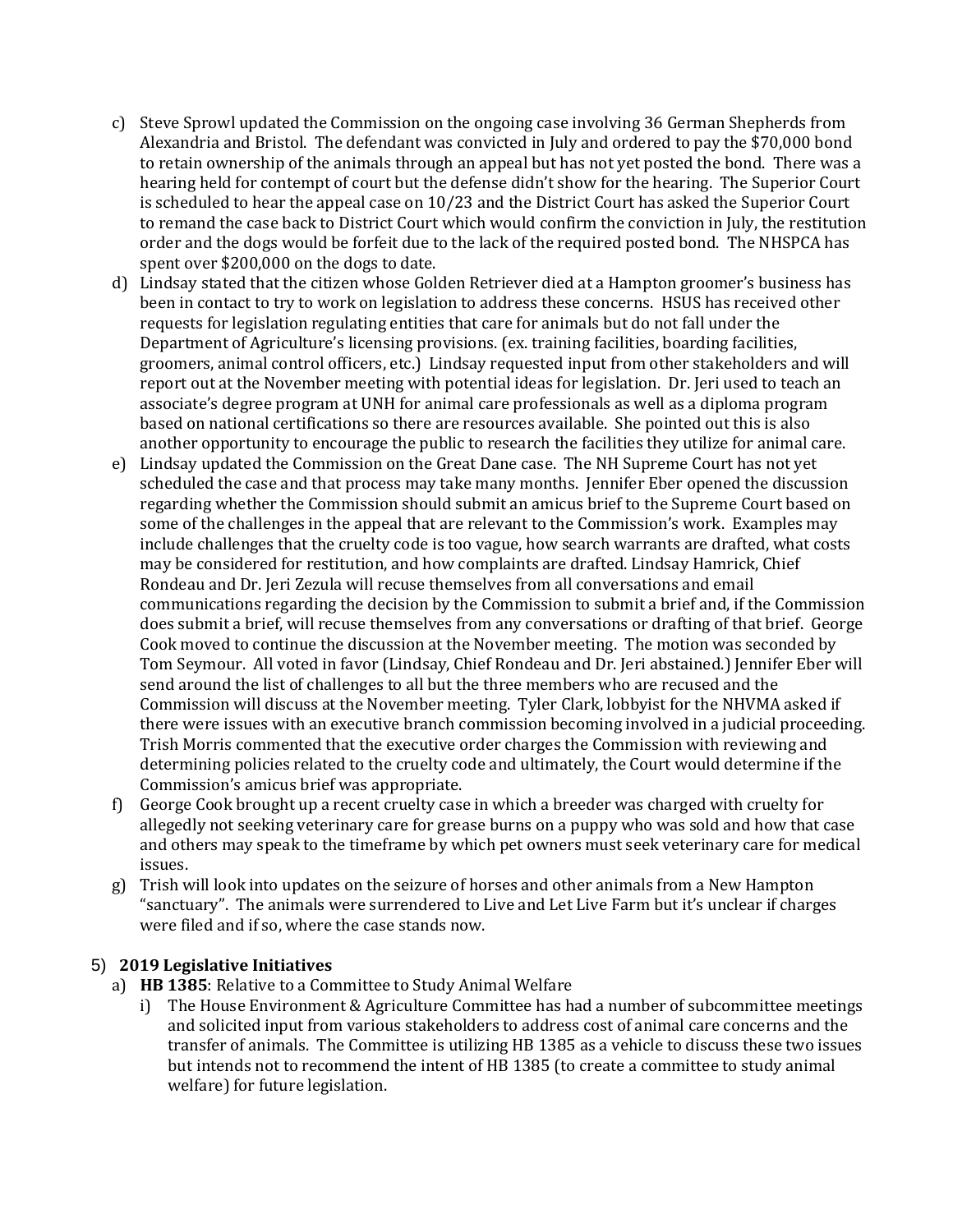c) Steve Sprowl updated the Commission on the ongoing case involving 36 German Shepherds from Alexandria and Bristol. The defendant was convicted in July and ordered to pay the $70,000 bond to retain ownership of the animals through an appeal but has not yet posted the bond. There was a hearing held for contempt of court but the defense didn't show for the hearing. The Superior Court is scheduled to hear the appeal case on 10/23 and the District Court has asked the Superior Court to remand the case back to District Court which would confirm the conviction in July, the restitution order and the dogs would be forfeit due to the lack of the required posted bond. The NHSPCA has spent over $200,000 on the dogs to date.

d) Lindsay stated that the citizen whose Golden Retriever died at a Hampton groomer's business has been in contact to try to work on legislation to address these concerns. HSUS has received other requests for legislation regulating entities that care for animals but do not fall under the Department of Agriculture's licensing provisions. (ex. training facilities, boarding facilities, groomers, animal control officers, etc.) Lindsay requested input from other stakeholders and will report out at the November meeting with potential ideas for legislation. Dr. Jeri used to teach an associate's degree program at UNH for animal care professionals as well as a diploma program based on national certifications so there are resources available. She pointed out this is also another opportunity to encourage the public to research the facilities they utilize for animal care.

e) Lindsay updated the Commission on the Great Dane case. The NH Supreme Court has not yet scheduled the case and that process may take many months. Jennifer Eber opened the discussion regarding whether the Commission should submit an amicus brief to the Supreme Court based on some of the challenges in the appeal that are relevant to the Commission's work. Examples may include challenges that the cruelty code is too vague, how search warrants are drafted, what costs may be considered for restitution, and how complaints are drafted. Lindsay Hamrick, Chief Rondeau and Dr. Jeri Zezula will recuse themselves from all conversations and email communications regarding the decision by the Commission to submit a brief and, if the Commission does submit a brief, will recuse themselves from any conversations or drafting of that brief. George Cook moved to continue the discussion at the November meeting. The motion was seconded by Tom Seymour. All voted in favor (Lindsay, Chief Rondeau and Dr. Jeri abstained.) Jennifer Eber will send around the list of challenges to all but the three members who are recused and the Commission will discuss at the November meeting. Tyler Clark, lobbyist for the NHVMA asked if there were issues with an executive branch commission becoming involved in a judicial proceeding. Trish Morris commented that the executive order charges the Commission with reviewing and determining policies related to the cruelty code and ultimately, the Court would determine if the Commission's amicus brief was appropriate.

f) George Cook brought up a recent cruelty case in which a breeder was charged with cruelty for allegedly not seeking veterinary care for grease burns on a puppy who was sold and how that case and others may speak to the timeframe by which pet owners must seek veterinary care for medical issues.

g) Trish will look into updates on the seizure of horses and other animals from a New Hampton "sanctuary". The animals were surrendered to Live and Let Live Farm but it's unclear if charges were filed and if so, where the case stands now.

5) **2019 Legislative Initiatives**

a) **HB 1385**: Relative to a Committee to Study Animal Welfare

i) The House Environment & Agriculture Committee has had a number of subcommittee meetings and solicited input from various stakeholders to address cost of animal care concerns and the transfer of animals. The Committee is utilizing HB 1385 as a vehicle to discuss these two issues but intends not to recommend the intent of HB 1385 (to create a committee to study animal welfare) for future legislation.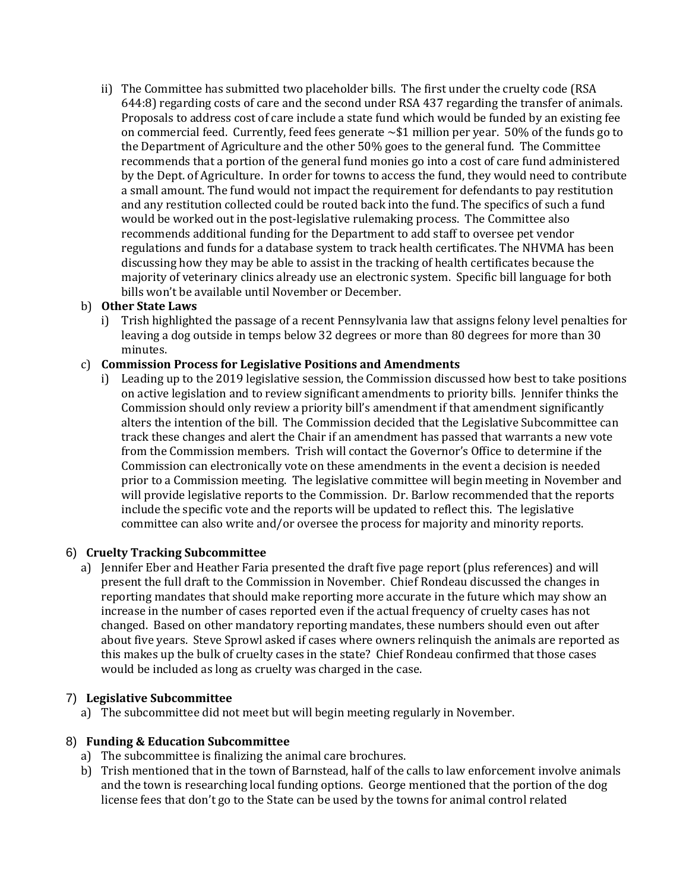ii) The Committee has submitted two placeholder bills. The first under the cruelty code (RSA 644:8) regarding costs of care and the second under RSA 437 regarding the transfer of animals. Proposals to address cost of care include a state fund which would be funded by an existing fee on commercial feed. Currently, feed fees generate ~$1 million per year. 50% of the funds go to the Department of Agriculture and the other 50% goes to the general fund. The Committee recommends that a portion of the general fund monies go into a cost of care fund administered by the Dept. of Agriculture. In order for towns to access the fund, they would need to contribute a small amount. The fund would not impact the requirement for defendants to pay restitution and any restitution collected could be routed back into the fund. The specifics of such a fund would be worked out in the post-legislative rulemaking process. The Committee also recommends additional funding for the Department to add staff to oversee pet vendor regulations and funds for a database system to track health certificates. The NHVMA has been discussing how they may be able to assist in the tracking of health certificates because the majority of veterinary clinics already use an electronic system. Specific bill language for both bills won't be available until November or December.

b) **Other State Laws**

i) Trish highlighted the passage of a recent Pennsylvania law that assigns felony level penalties for leaving a dog outside in temps below 32 degrees or more than 80 degrees for more than 30 minutes.

c) **Commission Process for Legislative Positions and Amendments**

i) Leading up to the 2019 legislative session, the Commission discussed how best to take positions on active legislation and to review significant amendments to priority bills. Jennifer thinks the Commission should only review a priority bill's amendment if that amendment significantly alters the intention of the bill. The Commission decided that the Legislative Subcommittee can track these changes and alert the Chair if an amendment has passed that warrants a new vote from the Commission members. Trish will contact the Governor's Office to determine if the Commission can electronically vote on these amendments in the event a decision is needed prior to a Commission meeting. The legislative committee will begin meeting in November and will provide legislative reports to the Commission. Dr. Barlow recommended that the reports include the specific vote and the reports will be updated to reflect this. The legislative committee can also write and/or oversee the process for majority and minority reports.

6) **Cruelty Tracking Subcommittee**

a) Jennifer Eber and Heather Faria presented the draft five page report (plus references) and will present the full draft to the Commission in November. Chief Rondeau discussed the changes in reporting mandates that should make reporting more accurate in the future which may show an increase in the number of cases reported even if the actual frequency of cruelty cases has not changed. Based on other mandatory reporting mandates, these numbers should even out after about five years. Steve Sprowl asked if cases where owners relinquish the animals are reported as this makes up the bulk of cruelty cases in the state? Chief Rondeau confirmed that those cases would be included as long as cruelty was charged in the case.

7) **Legislative Subcommittee**

a) The subcommittee did not meet but will begin meeting regularly in November.

8) **Funding & Education Subcommittee**

a) The subcommittee is finalizing the animal care brochures.

b) Trish mentioned that in the town of Barnstead, half of the calls to law enforcement involve animals and the town is researching local funding options. George mentioned that the portion of the dog license fees that don't go to the State can be used by the towns for animal control related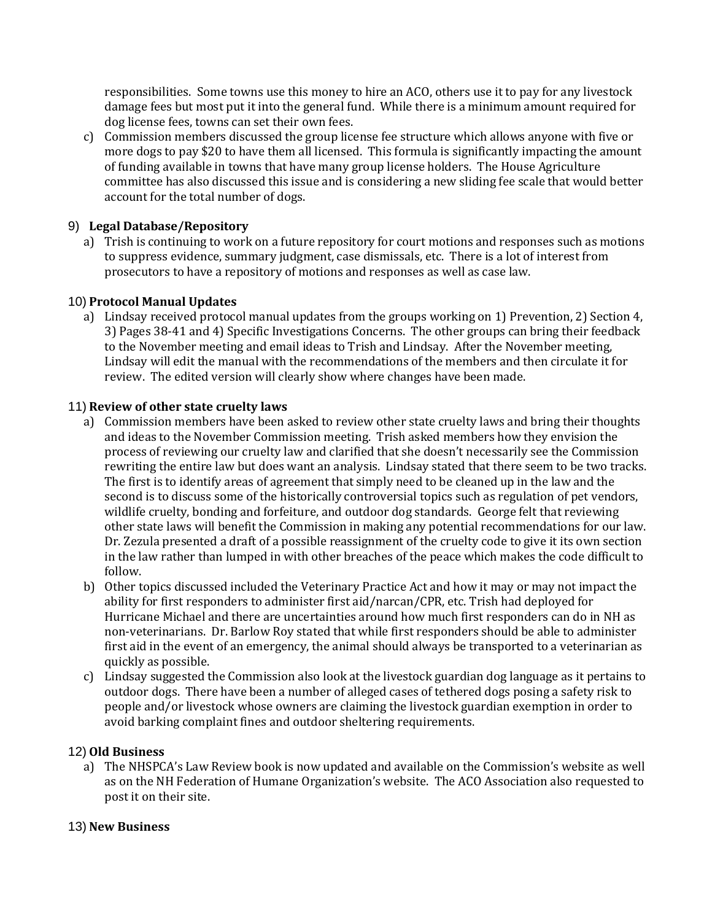responsibilities. Some towns use this money to hire an ACO, others use it to pay for any livestock damage fees but most put it into the general fund. While there is a minimum amount required for dog license fees, towns can set their own fees.

c) Commission members discussed the group license fee structure which allows anyone with five or more dogs to pay $20 to have them all licensed. This formula is significantly impacting the amount of funding available in towns that have many group license holders. The House Agriculture committee has also discussed this issue and is considering a new sliding fee scale that would better account for the total number of dogs.

9) **Legal Database/Repository**

a) Trish is continuing to work on a future repository for court motions and responses such as motions to suppress evidence, summary judgment, case dismissals, etc. There is a lot of interest from prosecutors to have a repository of motions and responses as well as case law.

10) **Protocol Manual Updates**

a) Lindsay received protocol manual updates from the groups working on 1) Prevention, 2) Section 4, 3) Pages 38-41 and 4) Specific Investigations Concerns. The other groups can bring their feedback to the November meeting and email ideas to Trish and Lindsay. After the November meeting, Lindsay will edit the manual with the recommendations of the members and then circulate it for review. The edited version will clearly show where changes have been made.

11) **Review of other state cruelty laws**

a) Commission members have been asked to review other state cruelty laws and bring their thoughts and ideas to the November Commission meeting. Trish asked members how they envision the process of reviewing our cruelty law and clarified that she doesn't necessarily see the Commission rewriting the entire law but does want an analysis. Lindsay stated that there seem to be two tracks. The first is to identify areas of agreement that simply need to be cleaned up in the law and the second is to discuss some of the historically controversial topics such as regulation of pet vendors, wildlife cruelty, bonding and forfeiture, and outdoor dog standards. George felt that reviewing other state laws will benefit the Commission in making any potential recommendations for our law. Dr. Zezula presented a draft of a possible reassignment of the cruelty code to give it its own section in the law rather than lumped in with other breaches of the peace which makes the code difficult to follow.

b) Other topics discussed included the Veterinary Practice Act and how it may or may not impact the ability for first responders to administer first aid/narcan/CPR, etc. Trish had deployed for Hurricane Michael and there are uncertainties around how much first responders can do in NH as non-veterinarians. Dr. Barlow Roy stated that while first responders should be able to administer first aid in the event of an emergency, the animal should always be transported to a veterinarian as quickly as possible.

c) Lindsay suggested the Commission also look at the livestock guardian dog language as it pertains to outdoor dogs. There have been a number of alleged cases of tethered dogs posing a safety risk to people and/or livestock whose owners are claiming the livestock guardian exemption in order to avoid barking complaint fines and outdoor sheltering requirements.

12) **Old Business**

a) The NHSPCA's Law Review book is now updated and available on the Commission's website as well as on the NH Federation of Humane Organization's website. The ACO Association also requested to post it on their site.

13) **New Business**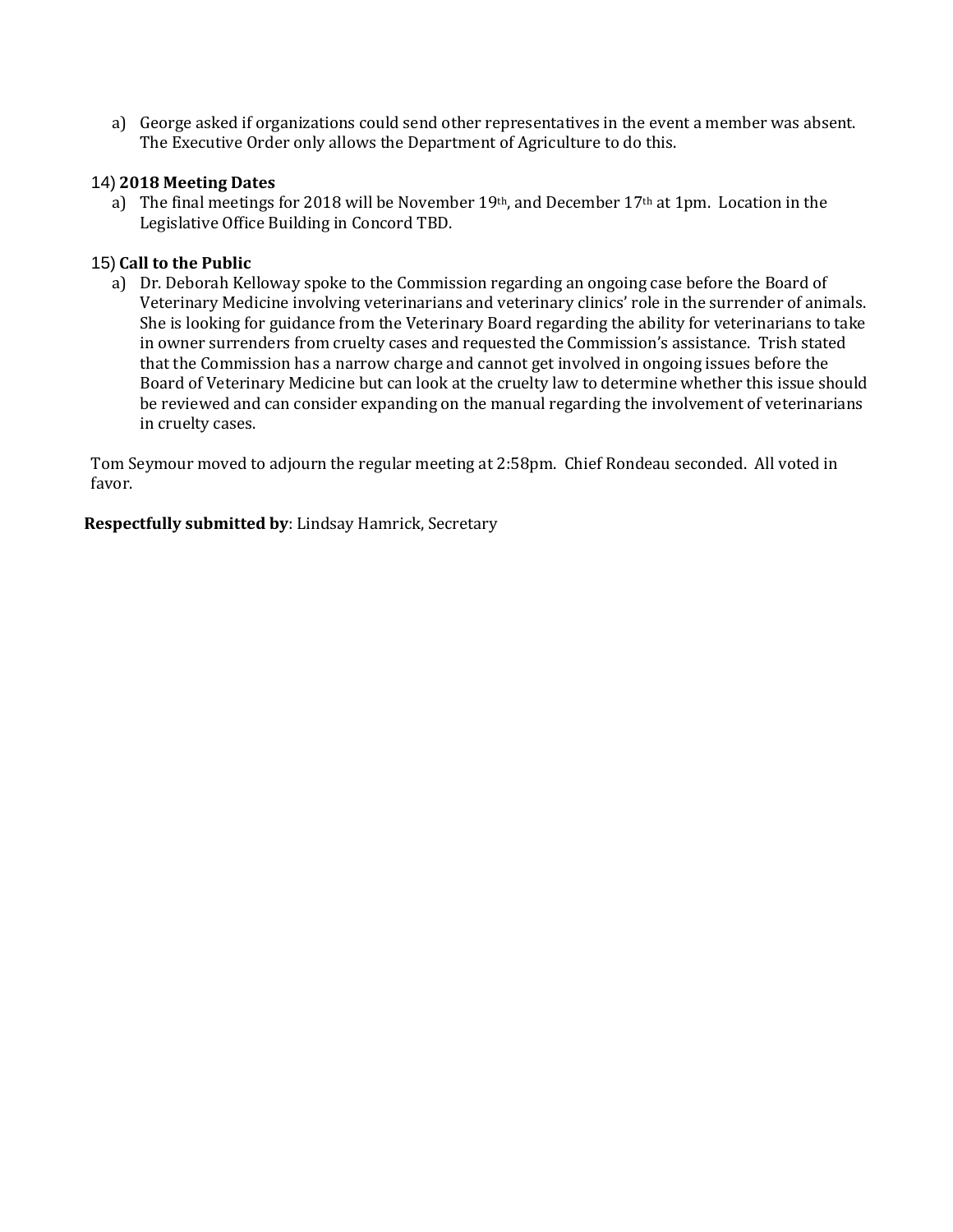a) George asked if organizations could send other representatives in the event a member was absent. The Executive Order only allows the Department of Agriculture to do this.

14) **2018 Meeting Dates**

a) The final meetings for 2018 will be November 19th, and December 17th at 1pm. Location in the Legislative Office Building in Concord TBD.

15) **Call to the Public**

a) Dr. Deborah Kelloway spoke to the Commission regarding an ongoing case before the Board of Veterinary Medicine involving veterinarians and veterinary clinics' role in the surrender of animals. She is looking for guidance from the Veterinary Board regarding the ability for veterinarians to take in owner surrenders from cruelty cases and requested the Commission's assistance. Trish stated that the Commission has a narrow charge and cannot get involved in ongoing issues before the Board of Veterinary Medicine but can look at the cruelty law to determine whether this issue should be reviewed and can consider expanding on the manual regarding the involvement of veterinarians in cruelty cases.

Tom Seymour moved to adjourn the regular meeting at 2:58pm. Chief Rondeau seconded. All voted in favor.

**Respectfully submitted by**: Lindsay Hamrick, Secretary